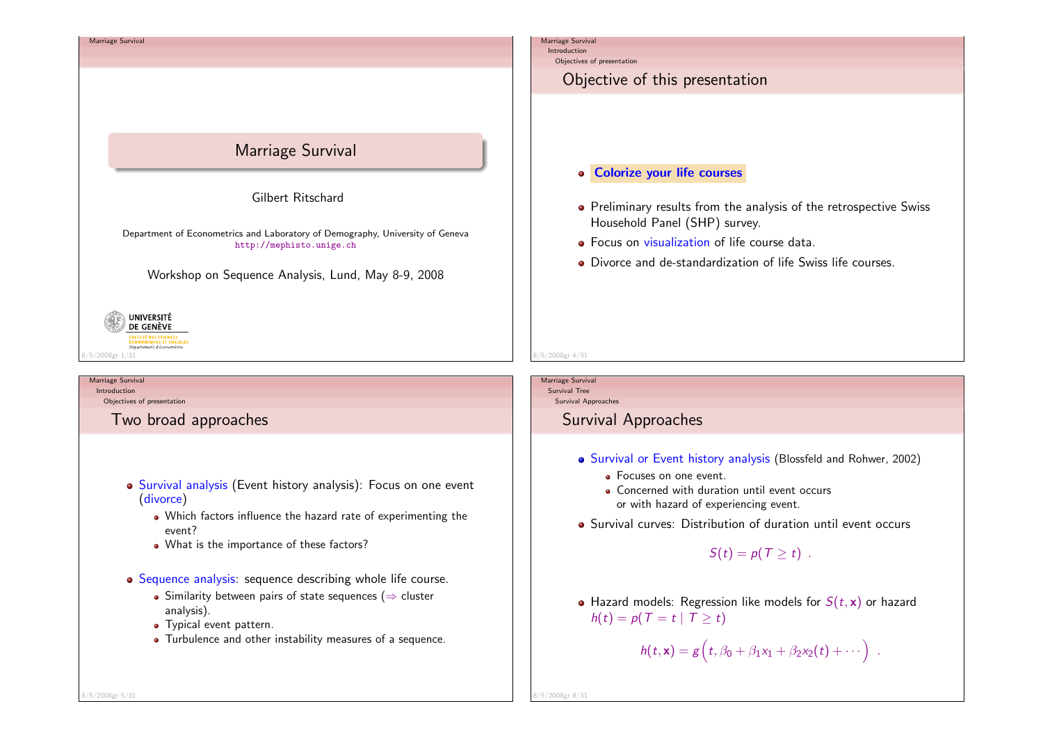# Marriage Survival

Gilbert Ritschard

Department of Econometrics and Laboratory of Demography, University of Geneva
http://mephisto.unige.ch

Workshop on Sequence Analysis, Lund, May 8-9, 2008

UNIVERSITÉ DE GENÈVE
FACULTÉ DES SCIENCES ÉCONOMIQUES ET SOCIALES
Département d'économétrie

## Objective of this presentation

- **Colorize your life courses**
- Preliminary results from the analysis of the retrospective Swiss Household Panel (SHP) survey.
- Focus on visualization of life course data.
- Divorce and de-standardization of life Swiss life courses.

## Two broad approaches

- Survival analysis (Event history analysis): Focus on one event (divorce)
  - Which factors influence the hazard rate of experimenting the event?
  - What is the importance of these factors?
- Sequence analysis: sequence describing whole life course.
  - Similarity between pairs of state sequences (⇒ cluster analysis).
  - Typical event pattern.
  - Turbulence and other instability measures of a sequence.

## Survival Approaches

- Survival or Event history analysis (Blossfeld and Rohwer, 2002)
  - Focuses on one event.
  - Concerned with duration until event occurs or with hazard of experiencing event.
- Survival curves: Distribution of duration until event occurs

$$S(t) = p(T \geq t) \ .$$

- Hazard models: Regression like models for $S(t, \mathbf{x})$ or hazard $h(t) = p(T = t \mid T \geq t)$

$$h(t, \mathbf{x}) = g\Big(t, \beta_0 + \beta_1 x_1 + \beta_2 x_2(t) + \cdots\Big) \ .$$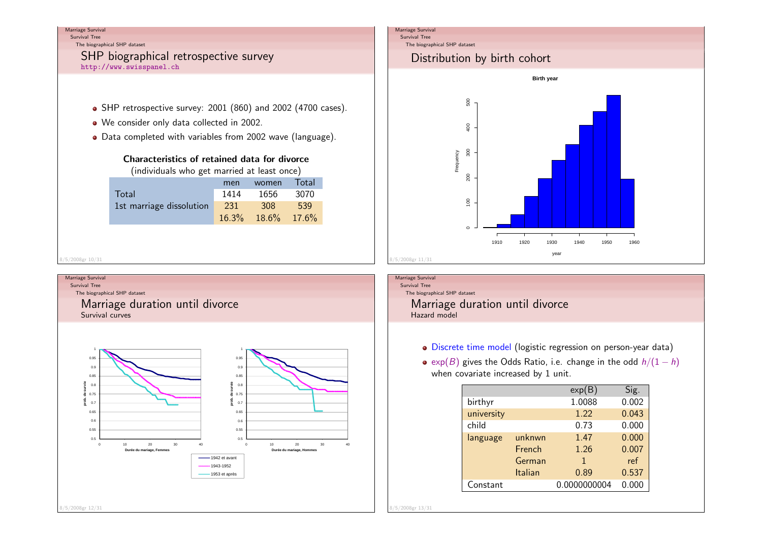## SHP biographical retrospective survey

http://www.swisspanel.ch

- SHP retrospective survey: 2001 (860) and 2002 (4700 cases).
- We consider only data collected in 2002.
- Data completed with variables from 2002 wave (language).

**Characteristics of retained data for divorce**
(individuals who get married at least once)

| | men | women | Total |
|---|---|---|---|
| Total | 1414 | 1656 | 3070 |
| 1st marriage dissolution | 231 | 308 | 539 |
| | 16.3% | 18.6% | 17.6% |

## Distribution by birth cohort

**Birth year**

Frequency

year

## Marriage duration until divorce

Survival curves

prob. de survie

Durée du mariage, Femmes

Durée du mariage, Hommes

- 1942 et avant
- 1943-1952
- 1953 et après

## Marriage duration until divorce

Hazard model

- Discrete time model (logistic regression on person-year data)
- $\exp(B)$ gives the Odds Ratio, i.e. change in the odd $h/(1-h)$ when covariate increased by 1 unit.

| | | exp(B) | Sig. |
|---|---|---|---|
| birthyr | | 1.0088 | 0.002 |
| university | | 1.22 | 0.043 |
| child | | 0.73 | 0.000 |
| language | unknwn | 1.47 | 0.000 |
| | French | 1.26 | 0.007 |
| | German | 1 | ref |
| | Italian | 0.89 | 0.537 |
| Constant | | 0.0000000004 | 0.000 |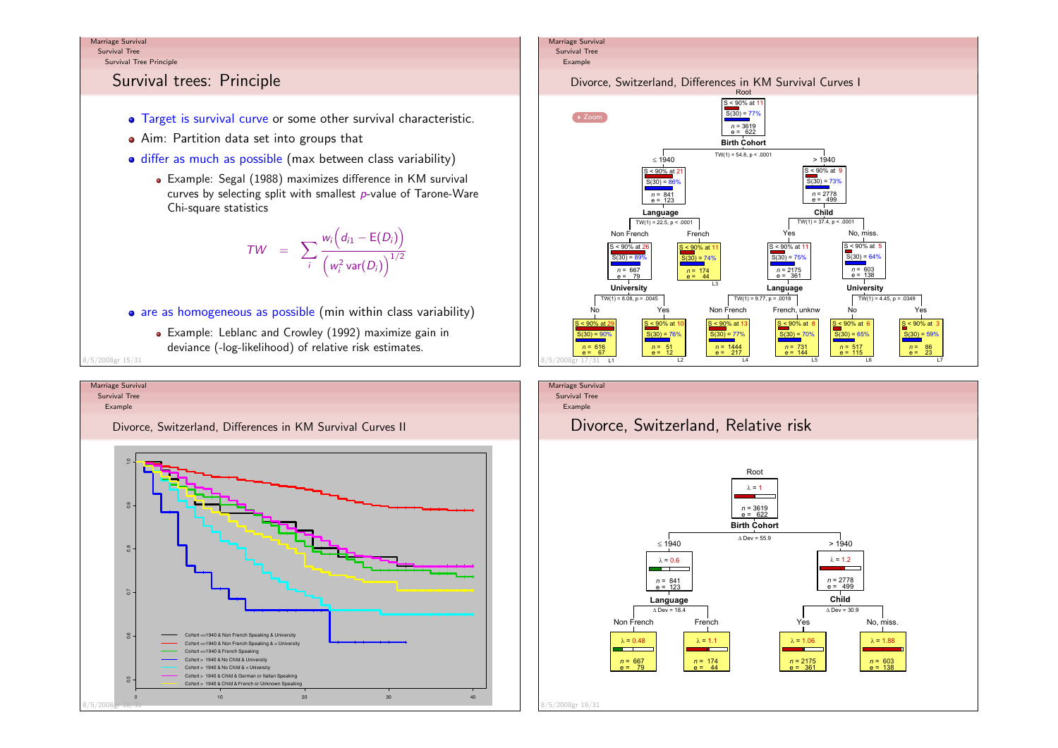## Survival trees: Principle

- Target is survival curve or some other survival characteristic.
- Aim: Partition data set into groups that
- differ as much as possible (max between class variability)
  - Example: Segal (1988) maximizes difference in KM survival curves by selecting split with smallest $p$-value of Tarone-Ware Chi-square statistics

$$TW = \sum_i \frac{w_i\left(d_{i1} - \mathrm{E}(D_i)\right)}{\left(w_i^2 \, \mathrm{var}(D_i)\right)^{1/2}}$$

- are as homogeneous as possible (min within class variability)
  - Example: Leblanc and Crowley (1992) maximize gain in deviance (-log-likelihood) of relative risk estimates.

## Divorce, Switzerland, Differences in KM Survival Curves I

Zoom

Root: S < 90% at 11, S(30) = 77%, $n$ = 3619, e = 622

**Birth Cohort** — TW(1) = 54.8, p < .0001

- ≤ 1940: S < 90% at 21, S(30) = 86%, $n$ = 841, e = 123
  - **Language** — TW(1) = 22.5, p < .0001
    - Non French: S < 90% at 26, S(30) = 89%, $n$ = 667, e = 79
      - **University** — TW(1) = 8.08, p = .0045
        - No (L1): S < 90% at 29, S(30) = 90%, $n$ = 616, e = 67
        - Yes (L2): S < 90% at 10, S(30) = 76%, $n$ = 51, e = 12
    - French (L3): S < 90% at 11, S(30) = 74%, $n$ = 174, e = 44
- > 1940: S < 90% at 9, S(30) = 73%, $n$ = 2778, e = 499
  - **Child** — TW(1) = 37.4, p < .0001
    - Yes: S < 90% at 11, S(30) = 75%, $n$ = 2175, e = 361
      - **Language** — TW(1) = 9.77, p = .0018
        - Non French (L4): S < 90% at 13, S(30) = 77%, $n$ = 1444, e = 217
        - French, unknw (L5): S < 90% at 8, S(30) = 70%, $n$ = 731, e = 144
    - No, miss.: S < 90% at 5, S(30) = 64%, $n$ = 603, e = 138
      - **University** — TW(1) = 4.45, p = .0349
        - No (L6): S < 90% at 6, S(30) = 65%, $n$ = 517, e = 115
        - Yes (L7): S < 90% at 3, S(30) = 59%, $n$ = 86, e = 23

## Divorce, Switzerland, Differences in KM Survival Curves II

Legend:
- Cohort <=1940 & Non French Speaking & University
- Cohort <=1940 & Non French Speaking & < University
- Cohort <=1940 & French Speaking
- Cohort > 1940 & No Child & University
- Cohort > 1940 & No Child & < University
- Cohort > 1940 & Child & German or Italian Speaking
- Cohort > 1940 & Child & French or Unknown Speaking

## Divorce, Switzerland, Relative risk

Root: $\lambda$ = 1, $n$ = 3619, e = 622

**Birth Cohort** — $\Delta$ Dev = 55.9

- ≤ 1940: $\lambda$ = 0.6, $n$ = 841, e = 123
  - **Language** — $\Delta$ Dev = 18.4
    - Non French: $\lambda$ = 0.48, $n$ = 667, e = 79
    - French: $\lambda$ = 1.1, $n$ = 174, e = 44
- > 1940: $\lambda$ = 1.2, $n$ = 2778, e = 499
  - **Child** — $\Delta$ Dev = 30.9
    - Yes: $\lambda$ = 1.06, $n$ = 2175, e = 361
    - No, miss.: $\lambda$ = 1.88, $n$ = 603, e = 138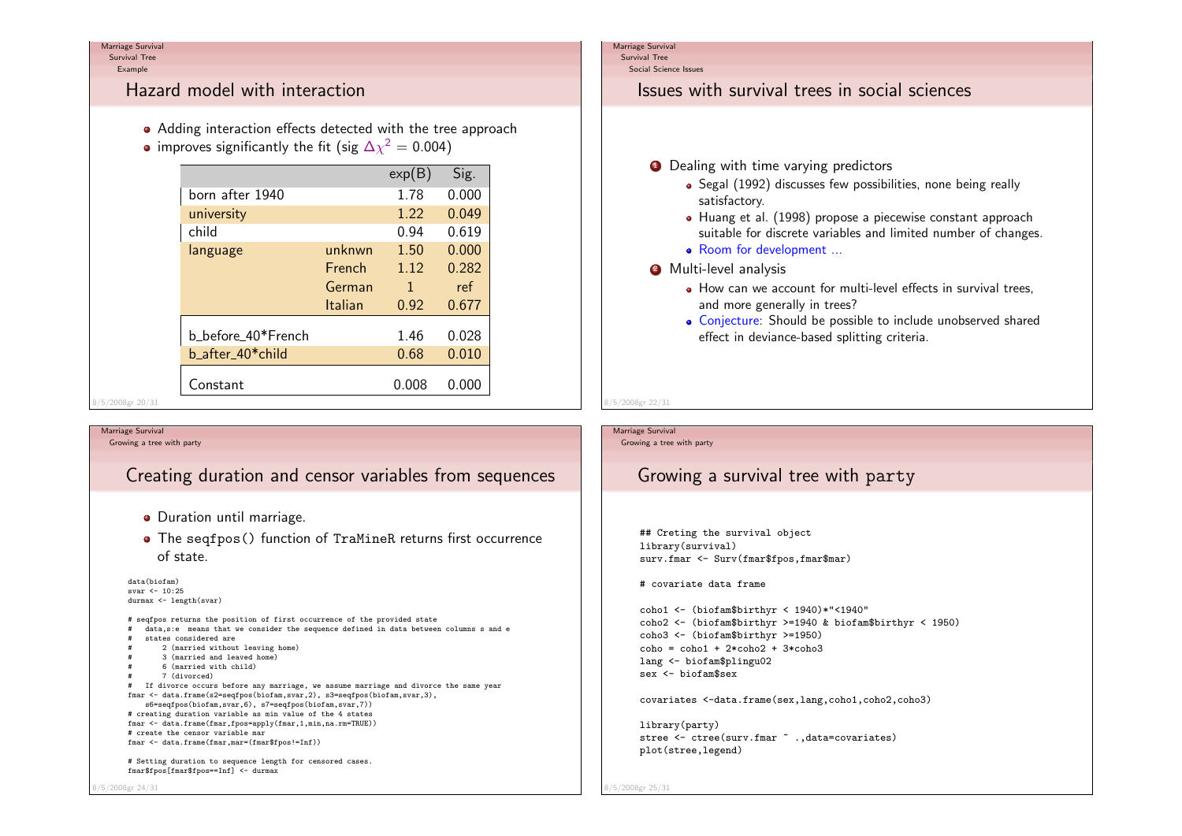## Hazard model with interaction

- Adding interaction effects detected with the tree approach
- improves significantly the fit (sig $\Delta\chi^2 = 0.004$)

| | | exp(B) | Sig. |
|---|---|---|---|
| born after 1940 | | 1.78 | 0.000 |
| university | | 1.22 | 0.049 |
| child | | 0.94 | 0.619 |
| language | unknwn | 1.50 | 0.000 |
| | French | 1.12 | 0.282 |
| | German | 1 | ref |
| | Italian | 0.92 | 0.677 |
| b_before_40*French | | 1.46 | 0.028 |
| b_after_40*child | | 0.68 | 0.010 |
| Constant | | 0.008 | 0.000 |

## Issues with survival trees in social sciences

1. Dealing with time varying predictors
   - Segal (1992) discusses few possibilities, none being really satisfactory.
   - Huang et al. (1998) propose a piecewise constant approach suitable for discrete variables and limited number of changes.
   - Room for development ...
2. Multi-level analysis
   - How can we account for multi-level effects in survival trees, and more generally in trees?
   - Conjecture: Should be possible to include unobserved shared effect in deviance-based splitting criteria.

## Creating duration and censor variables from sequences

- Duration until marriage.
- The seqfpos() function of TraMineR returns first occurrence of state.

```
data(biofam)
svar <- 10:25
durmax <- length(svar)

# seqfpos returns the position of first occurrence of the provided state
#   data,s:e  means that we consider the sequence defined in data between columns s and e
#   states considered are
#       2 (married without leaving home)
#       3 (married and leaved home)
#       6 (married with child)
#       7 (divorced)
#   If divorce occurs before any marriage, we assume marriage and divorce the same year
fmar <- data.frame(s2=seqfpos(biofam,svar,2), s3=seqfpos(biofam,svar,3),
    s6=seqfpos(biofam,svar,6), s7=seqfpos(biofam,svar,7))
# creating duration variable as min value of the 4 states
fmar <- data.frame(fmar,fpos=apply(fmar,1,min,na.rm=TRUE))
# create the censor variable mar
fmar <- data.frame(fmar,mar=(fmar$fpos!=Inf))

# Setting duration to sequence length for censored cases.
fmar$fpos[fmar$fpos==Inf] <- durmax
```

## Growing a survival tree with party

```
## Creting the survival object
library(survival)
surv.fmar <- Surv(fmar$fpos,fmar$mar)

# covariate data frame

coho1 <- (biofam$birthyr < 1940)*"<1940"
coho2 <- (biofam$birthyr >=1940 & biofam$birthyr < 1950)
coho3 <- (biofam$birthyr >=1950)
coho = coho1 + 2*coho2 + 3*coho3
lang <- biofam$plingu02
sex <- biofam$sex

covariates <-data.frame(sex,lang,coho1,coho2,coho3)

library(party)
stree <- ctree(surv.fmar ~ .,data=covariates)
plot(stree,legend)
```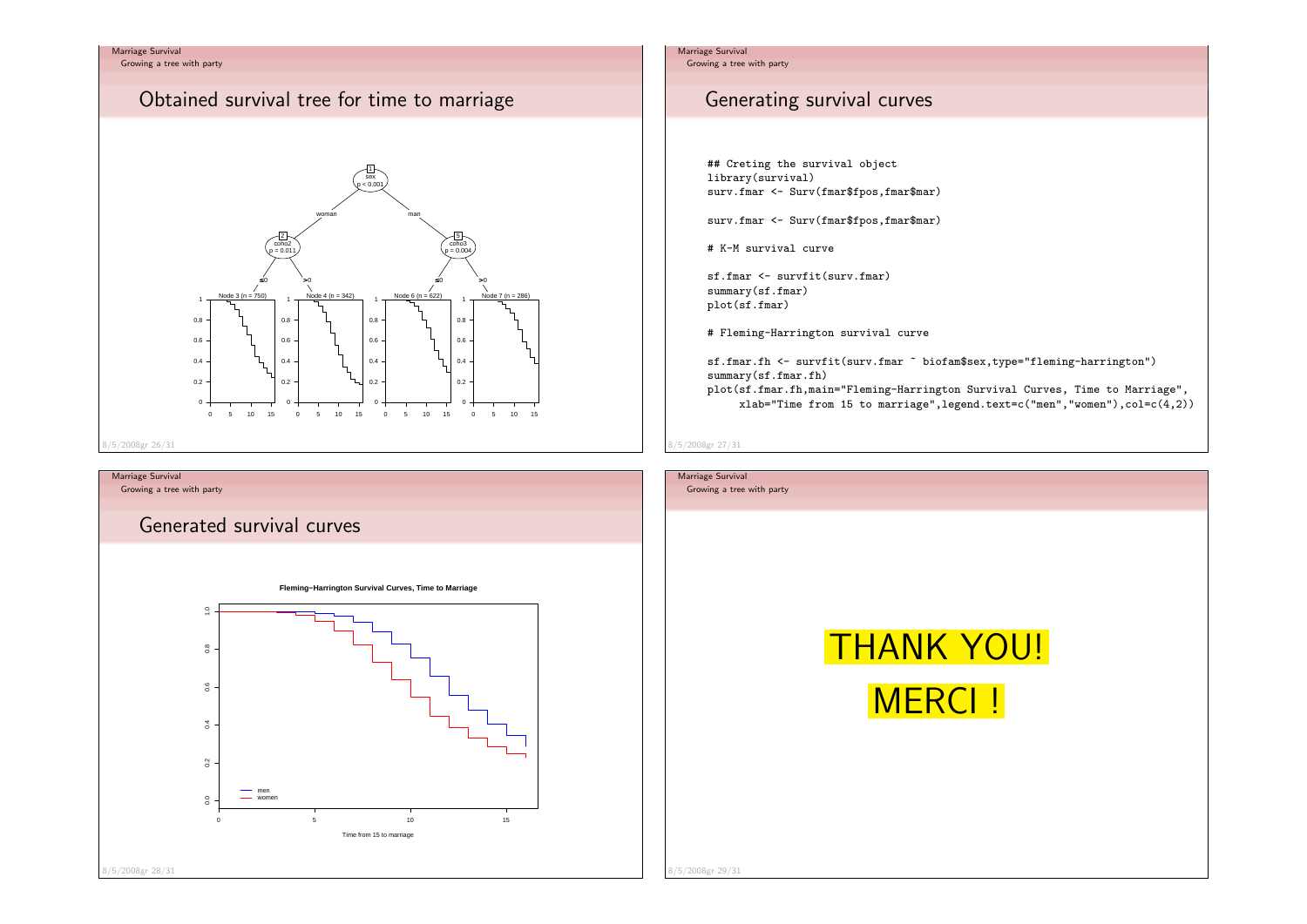## Obtained survival tree for time to marriage

## Generating survival curves

```
## Creting the survival object
library(survival)
surv.fmar <- Surv(fmar$fpos,fmar$mar)

surv.fmar <- Surv(fmar$fpos,fmar$mar)

# K-M survival curve

sf.fmar <- survfit(surv.fmar)
summary(sf.fmar)
plot(sf.fmar)

# Fleming-Harrington survival curve

sf.fmar.fh <- survfit(surv.fmar ~ biofam$sex,type="fleming-harrington")
summary(sf.fmar.fh)
plot(sf.fmar.fh,main="Fleming-Harrington Survival Curves, Time to Marriage",
     xlab="Time from 15 to marriage",legend.text=c("men","women"),col=c(4,2))
```

## Generated survival curves

# THANK YOU!

# MERCI !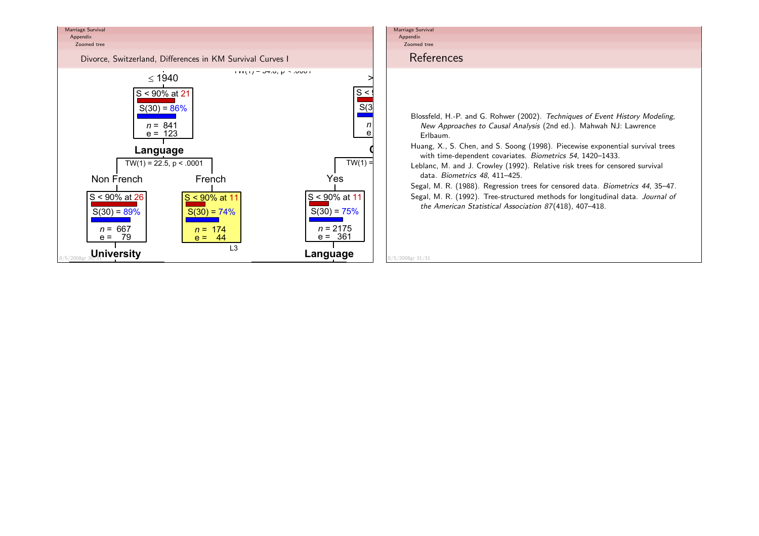## Divorce, Switzerland, Differences in KM Survival Curves I

≤ 1940

S < 90% at 21
S(30) = 86%
$n$ = 841
e = 123

**Language**

TW(1) = 22.5, p < .0001

Non French

S < 90% at 26
S(30) = 89%
$n$ = 667
e = 79

**University**

French

S < 90% at 11
S(30) = 74%
$n$ = 174
e = 44

L3

Yes

S < 90% at 11
S(30) = 75%
$n$ = 2175
e = 361

**Language**

## References

Blossfeld, H.-P. and G. Rohwer (2002). *Techniques of Event History Modeling, New Approaches to Causal Analysis* (2nd ed.). Mahwah NJ: Lawrence Erlbaum.

Huang, X., S. Chen, and S. Soong (1998). Piecewise exponential survival trees with time-dependent covariates. *Biometrics 54*, 1420–1433.

Leblanc, M. and J. Crowley (1992). Relative risk trees for censored survival data. *Biometrics 48*, 411–425.

Segal, M. R. (1988). Regression trees for censored data. *Biometrics 44*, 35–47.

Segal, M. R. (1992). Tree-structured methods for longitudinal data. *Journal of the American Statistical Association 87*(418), 407–418.